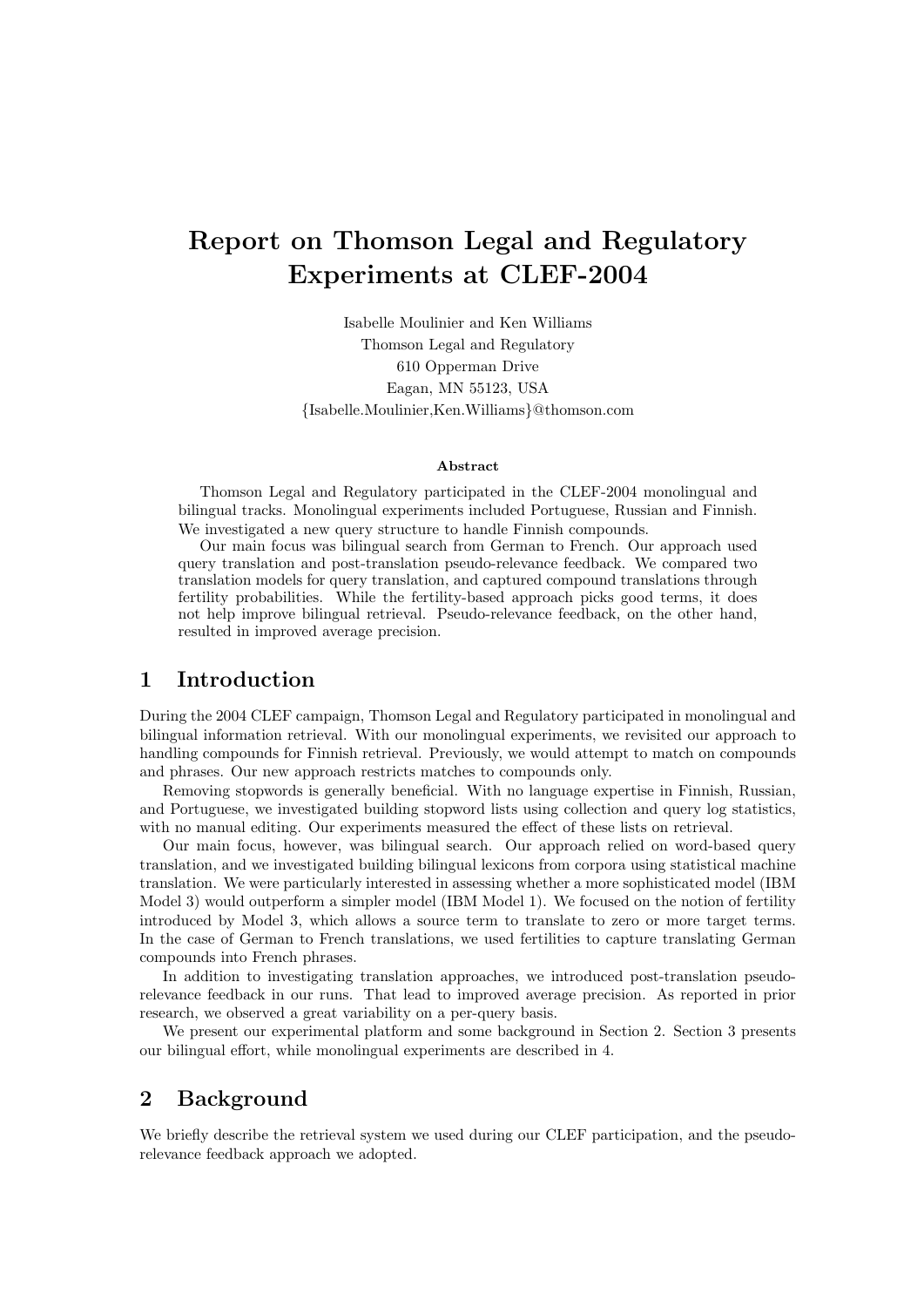# Report on Thomson Legal and Regulatory Experiments at CLEF-2004

Isabelle Moulinier and Ken Williams
Thomson Legal and Regulatory
610 Opperman Drive
Eagan, MN 55123, USA
{Isabelle.Moulinier,Ken.Williams}@thomson.com

**Abstract**

Thomson Legal and Regulatory participated in the CLEF-2004 monolingual and bilingual tracks. Monolingual experiments included Portuguese, Russian and Finnish. We investigated a new query structure to handle Finnish compounds.

Our main focus was bilingual search from German to French. Our approach used query translation and post-translation pseudo-relevance feedback. We compared two translation models for query translation, and captured compound translations through fertility probabilities. While the fertility-based approach picks good terms, it does not help improve bilingual retrieval. Pseudo-relevance feedback, on the other hand, resulted in improved average precision.

## 1 Introduction

During the 2004 CLEF campaign, Thomson Legal and Regulatory participated in monolingual and bilingual information retrieval. With our monolingual experiments, we revisited our approach to handling compounds for Finnish retrieval. Previously, we would attempt to match on compounds and phrases. Our new approach restricts matches to compounds only.

Removing stopwords is generally beneficial. With no language expertise in Finnish, Russian, and Portuguese, we investigated building stopword lists using collection and query log statistics, with no manual editing. Our experiments measured the effect of these lists on retrieval.

Our main focus, however, was bilingual search. Our approach relied on word-based query translation, and we investigated building bilingual lexicons from corpora using statistical machine translation. We were particularly interested in assessing whether a more sophisticated model (IBM Model 3) would outperform a simpler model (IBM Model 1). We focused on the notion of fertility introduced by Model 3, which allows a source term to translate to zero or more target terms. In the case of German to French translations, we used fertilities to capture translating German compounds into French phrases.

In addition to investigating translation approaches, we introduced post-translation pseudo-relevance feedback in our runs. That lead to improved average precision. As reported in prior research, we observed a great variability on a per-query basis.

We present our experimental platform and some background in Section 2. Section 3 presents our bilingual effort, while monolingual experiments are described in 4.

## 2 Background

We briefly describe the retrieval system we used during our CLEF participation, and the pseudo-relevance feedback approach we adopted.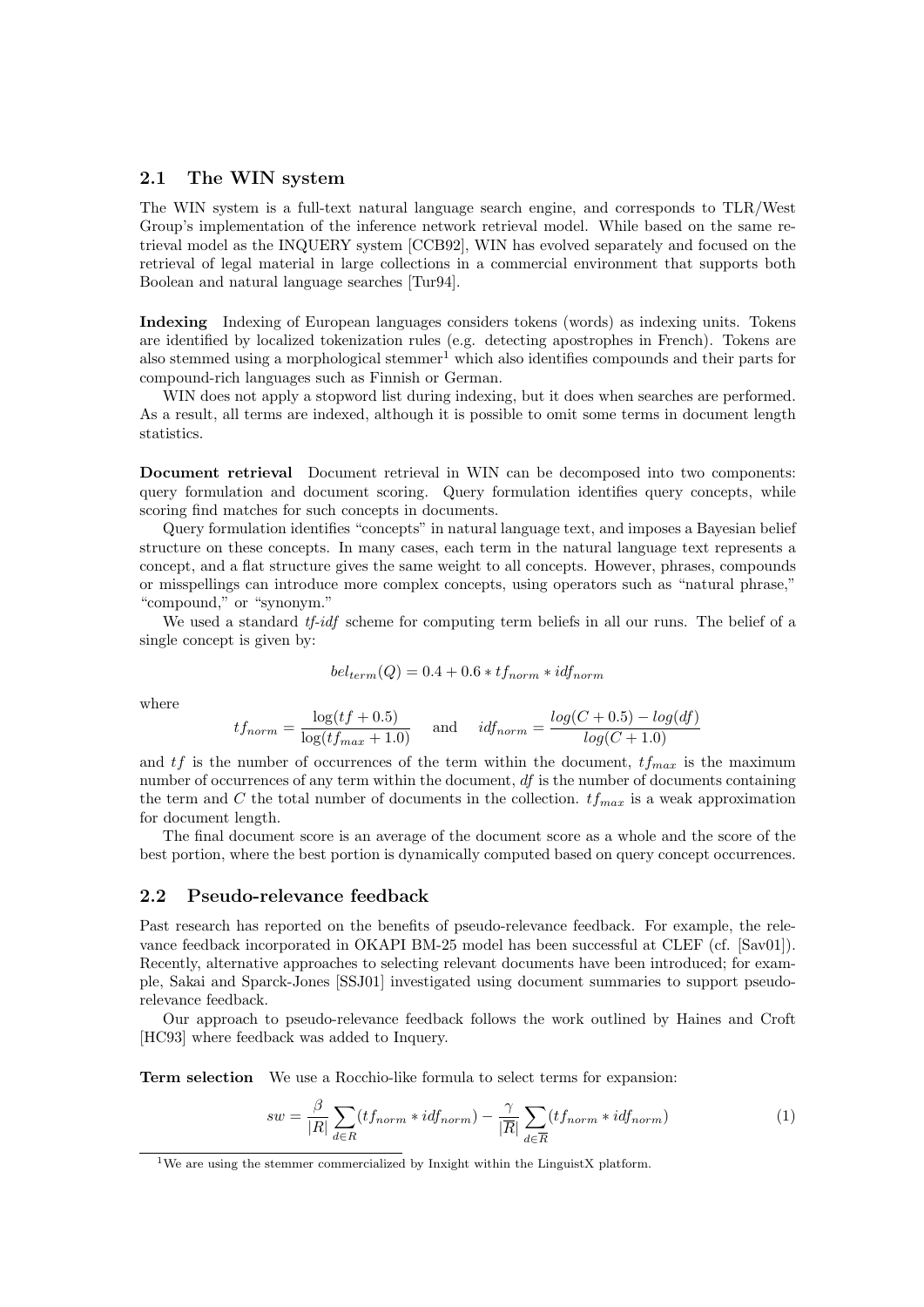## 2.1 The WIN system

The WIN system is a full-text natural language search engine, and corresponds to TLR/West Group's implementation of the inference network retrieval model. While based on the same retrieval model as the INQUERY system [CCB92], WIN has evolved separately and focused on the retrieval of legal material in large collections in a commercial environment that supports both Boolean and natural language searches [Tur94].

**Indexing** Indexing of European languages considers tokens (words) as indexing units. Tokens are identified by localized tokenization rules (e.g. detecting apostrophes in French). Tokens are also stemmed using a morphological stemmer[1] which also identifies compounds and their parts for compound-rich languages such as Finnish or German.

WIN does not apply a stopword list during indexing, but it does when searches are performed. As a result, all terms are indexed, although it is possible to omit some terms in document length statistics.

**Document retrieval** Document retrieval in WIN can be decomposed into two components: query formulation and document scoring. Query formulation identifies query concepts, while scoring find matches for such concepts in documents.

Query formulation identifies "concepts" in natural language text, and imposes a Bayesian belief structure on these concepts. In many cases, each term in the natural language text represents a concept, and a flat structure gives the same weight to all concepts. However, phrases, compounds or misspellings can introduce more complex concepts, using operators such as "natural phrase," "compound," or "synonym."

We used a standard *tf-idf* scheme for computing term beliefs in all our runs. The belief of a single concept is given by:

$$bel_{term}(Q) = 0.4 + 0.6 * tf_{norm} * idf_{norm}$$

where

$$tf_{norm} = \frac{\log(tf + 0.5)}{\log(tf_{max} + 1.0)} \quad \text{and} \quad idf_{norm} = \frac{log(C + 0.5) - log(df)}{log(C + 1.0)}$$

and $tf$ is the number of occurrences of the term within the document, $tf_{max}$ is the maximum number of occurrences of any term within the document, $df$ is the number of documents containing the term and $C$ the total number of documents in the collection. $tf_{max}$ is a weak approximation for document length.

The final document score is an average of the document score as a whole and the score of the best portion, where the best portion is dynamically computed based on query concept occurrences.

## 2.2 Pseudo-relevance feedback

Past research has reported on the benefits of pseudo-relevance feedback. For example, the relevance feedback incorporated in OKAPI BM-25 model has been successful at CLEF (cf. [Sav01]). Recently, alternative approaches to selecting relevant documents have been introduced; for example, Sakai and Sparck-Jones [SSJ01] investigated using document summaries to support pseudo-relevance feedback.

Our approach to pseudo-relevance feedback follows the work outlined by Haines and Croft [HC93] where feedback was added to Inquery.

**Term selection** We use a Rocchio-like formula to select terms for expansion:

$$sw = \frac{\beta}{|R|} \sum_{d \in R} (tf_{norm} * idf_{norm}) - \frac{\gamma}{|\overline{R}|} \sum_{d \in \overline{R}} (tf_{norm} * idf_{norm}) \tag{1}$$

[1] We are using the stemmer commercialized by Inxight within the LinguistX platform.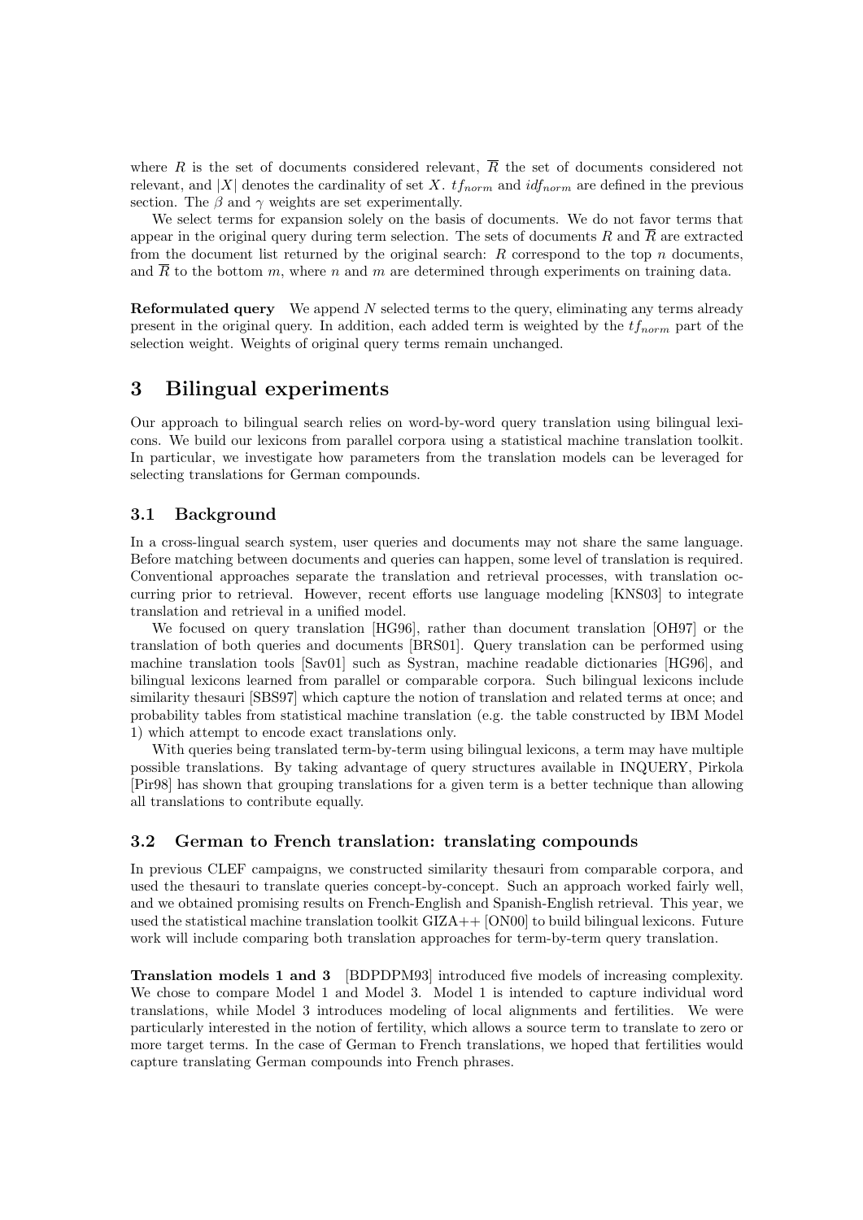where $R$ is the set of documents considered relevant, $\overline{R}$ the set of documents considered not relevant, and $|X|$ denotes the cardinality of set $X$. $tf_{norm}$ and $idf_{norm}$ are defined in the previous section. The $\beta$ and $\gamma$ weights are set experimentally.

We select terms for expansion solely on the basis of documents. We do not favor terms that appear in the original query during term selection. The sets of documents $R$ and $\overline{R}$ are extracted from the document list returned by the original search: $R$ correspond to the top $n$ documents, and $\overline{R}$ to the bottom $m$, where $n$ and $m$ are determined through experiments on training data.

**Reformulated query** We append $N$ selected terms to the query, eliminating any terms already present in the original query. In addition, each added term is weighted by the $tf_{norm}$ part of the selection weight. Weights of original query terms remain unchanged.

# 3 Bilingual experiments

Our approach to bilingual search relies on word-by-word query translation using bilingual lexicons. We build our lexicons from parallel corpora using a statistical machine translation toolkit. In particular, we investigate how parameters from the translation models can be leveraged for selecting translations for German compounds.

## 3.1 Background

In a cross-lingual search system, user queries and documents may not share the same language. Before matching between documents and queries can happen, some level of translation is required. Conventional approaches separate the translation and retrieval processes, with translation occurring prior to retrieval. However, recent efforts use language modeling [KNS03] to integrate translation and retrieval in a unified model.

We focused on query translation [HG96], rather than document translation [OH97] or the translation of both queries and documents [BRS01]. Query translation can be performed using machine translation tools [Sav01] such as Systran, machine readable dictionaries [HG96], and bilingual lexicons learned from parallel or comparable corpora. Such bilingual lexicons include similarity thesauri [SBS97] which capture the notion of translation and related terms at once; and probability tables from statistical machine translation (e.g. the table constructed by IBM Model 1) which attempt to encode exact translations only.

With queries being translated term-by-term using bilingual lexicons, a term may have multiple possible translations. By taking advantage of query structures available in INQUERY, Pirkola [Pir98] has shown that grouping translations for a given term is a better technique than allowing all translations to contribute equally.

## 3.2 German to French translation: translating compounds

In previous CLEF campaigns, we constructed similarity thesauri from comparable corpora, and used the thesauri to translate queries concept-by-concept. Such an approach worked fairly well, and we obtained promising results on French-English and Spanish-English retrieval. This year, we used the statistical machine translation toolkit GIZA++ [ON00] to build bilingual lexicons. Future work will include comparing both translation approaches for term-by-term query translation.

**Translation models 1 and 3** [BDPDPM93] introduced five models of increasing complexity. We chose to compare Model 1 and Model 3. Model 1 is intended to capture individual word translations, while Model 3 introduces modeling of local alignments and fertilities. We were particularly interested in the notion of fertility, which allows a source term to translate to zero or more target terms. In the case of German to French translations, we hoped that fertilities would capture translating German compounds into French phrases.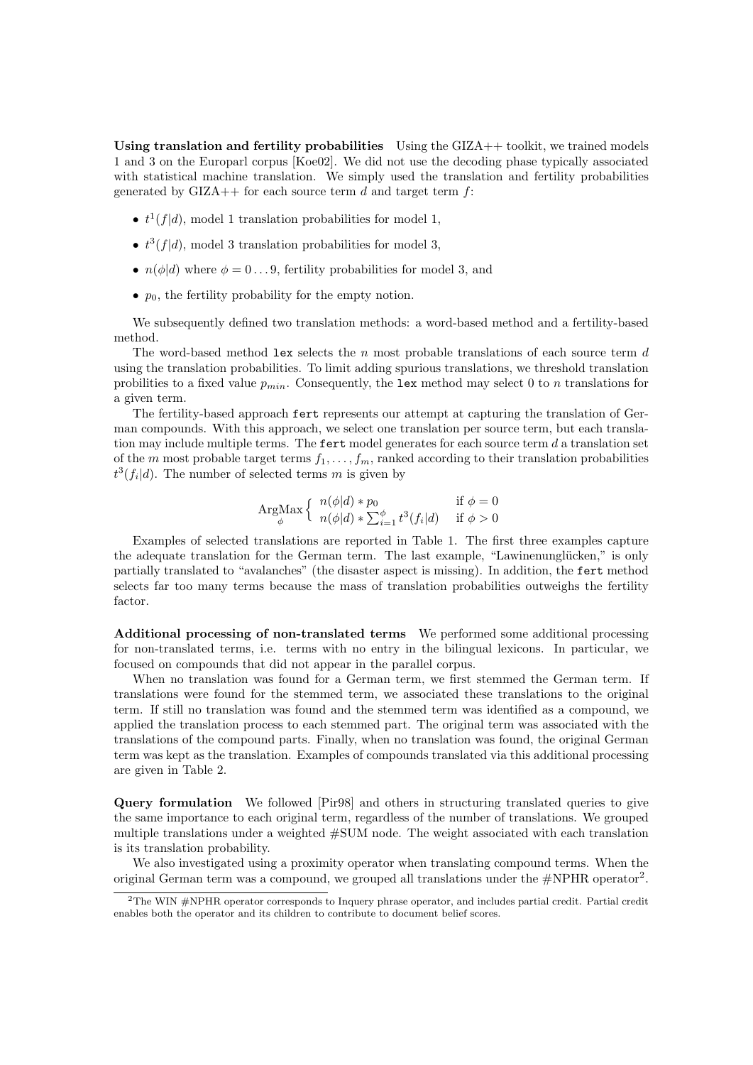**Using translation and fertility probabilities** Using the GIZA++ toolkit, we trained models 1 and 3 on the Europarl corpus [Koe02]. We did not use the decoding phase typically associated with statistical machine translation. We simply used the translation and fertility probabilities generated by GIZA++ for each source term $d$ and target term $f$:

- $t^1(f|d)$, model 1 translation probabilities for model 1,
- $t^3(f|d)$, model 3 translation probabilities for model 3,
- $n(\phi|d)$ where $\phi = 0 \ldots 9$, fertility probabilities for model 3, and
- $p_0$, the fertility probability for the empty notion.

We subsequently defined two translation methods: a word-based method and a fertility-based method.

The word-based method `lex` selects the $n$ most probable translations of each source term $d$ using the translation probabilities. To limit adding spurious translations, we threshold translation probilities to a fixed value $p_{min}$. Consequently, the `lex` method may select 0 to $n$ translations for a given term.

The fertility-based approach `fert` represents our attempt at capturing the translation of German compounds. With this approach, we select one translation per source term, but each translation may include multiple terms. The `fert` model generates for each source term $d$ a translation set of the $m$ most probable target terms $f_1, \ldots, f_m$, ranked according to their translation probabilities $t^3(f_i|d)$. The number of selected terms $m$ is given by

$$\underset{\phi}{\text{ArgMax}} \begin{cases} n(\phi|d) * p_0 & \text{if } \phi = 0 \\ n(\phi|d) * \sum_{i=1}^{\phi} t^3(f_i|d) & \text{if } \phi > 0 \end{cases}$$

Examples of selected translations are reported in Table 1. The first three examples capture the adequate translation for the German term. The last example, "Lawinenunglücken," is only partially translated to "avalanches" (the disaster aspect is missing). In addition, the `fert` method selects far too many terms because the mass of translation probabilities outweighs the fertility factor.

**Additional processing of non-translated terms** We performed some additional processing for non-translated terms, i.e. terms with no entry in the bilingual lexicons. In particular, we focused on compounds that did not appear in the parallel corpus.

When no translation was found for a German term, we first stemmed the German term. If translations were found for the stemmed term, we associated these translations to the original term. If still no translation was found and the stemmed term was identified as a compound, we applied the translation process to each stemmed part. The original term was associated with the translations of the compound parts. Finally, when no translation was found, the original German term was kept as the translation. Examples of compounds translated via this additional processing are given in Table 2.

**Query formulation** We followed [Pir98] and others in structuring translated queries to give the same importance to each original term, regardless of the number of translations. We grouped multiple translations under a weighted #SUM node. The weight associated with each translation is its translation probability.

We also investigated using a proximity operator when translating compound terms. When the original German term was a compound, we grouped all translations under the #NPHR operator[2].

[2]The WIN #NPHR operator corresponds to Inquery phrase operator, and includes partial credit. Partial credit enables both the operator and its children to contribute to document belief scores.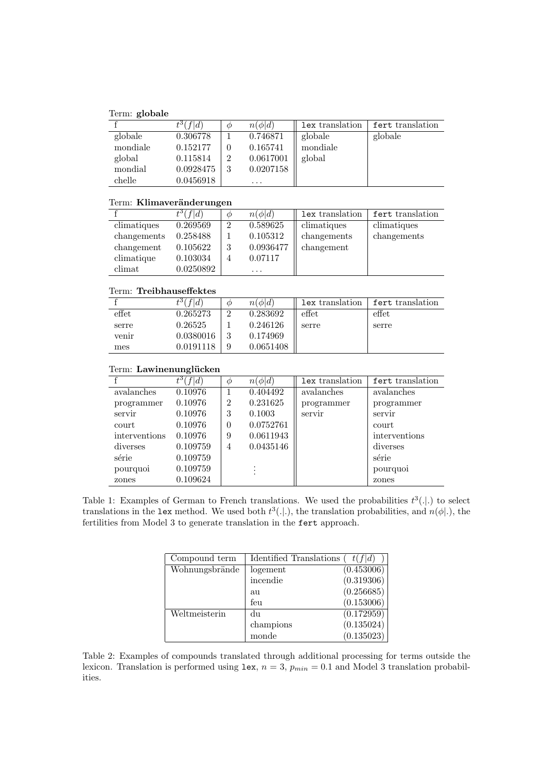Term: **globale**

| f | $t^3(f\|d)$ | $\phi$ | $n(\phi\|d)$ | `lex` translation | `fert` translation |
|---|---|---|---|---|---|
| globale | 0.306778 | 1 | 0.746871 | globale | globale |
| mondiale | 0.152177 | 0 | 0.165741 | mondiale | |
| global | 0.115814 | 2 | 0.0617001 | global | |
| mondial | 0.0928475 | 3 | 0.0207158 | | |
| chelle | 0.0456918 | | ... | | |

Term: **Klimaveränderungen**

| f | $t^3(f\|d)$ | $\phi$ | $n(\phi\|d)$ | `lex` translation | `fert` translation |
|---|---|---|---|---|---|
| climatiques | 0.269569 | 2 | 0.589625 | climatiques | climatiques |
| changements | 0.258488 | 1 | 0.105312 | changements | changements |
| changement | 0.105622 | 3 | 0.0936477 | changement | |
| climatique | 0.103034 | 4 | 0.07117 | | |
| climat | 0.0250892 | | ... | | |

Term: **Treibhauseffektes**

| f | $t^3(f\|d)$ | $\phi$ | $n(\phi\|d)$ | `lex` translation | `fert` translation |
|---|---|---|---|---|---|
| effet | 0.265273 | 2 | 0.283692 | effet | effet |
| serre | 0.26525 | 1 | 0.246126 | serre | serre |
| venir | 0.0380016 | 3 | 0.174969 | | |
| mes | 0.0191118 | 9 | 0.0651408 | | |

Term: **Lawinenunglücken**

| f | $t^3(f\|d)$ | $\phi$ | $n(\phi\|d)$ | `lex` translation | `fert` translation |
|---|---|---|---|---|---|
| avalanches | 0.10976 | 1 | 0.404492 | avalanches | avalanches |
| programmer | 0.10976 | 2 | 0.231625 | programmer | programmer |
| servir | 0.10976 | 3 | 0.1003 | servir | servir |
| court | 0.10976 | 0 | 0.0752761 | | court |
| interventions | 0.10976 | 9 | 0.0611943 | | interventions |
| diverses | 0.109759 | 4 | 0.0435146 | | diverses |
| série | 0.109759 | | ⋮ | | série |
| pourquoi | 0.109759 | | | | pourquoi |
| zones | 0.109624 | | | | zones |

Table 1: Examples of German to French translations. We used the probabilities $t^3(.|.)$ to select translations in the `lex` method. We used both $t^3(.|.)$, the translation probabilities, and $n(\phi|.)$, the fertilities from Model 3 to generate translation in the `fert` approach.

| Compound term | Identified Translations ( $t(f\|d)$ ) | |
|---|---|---|
| Wohnungsbrände | logement | (0.453006) |
| | incendie | (0.319306) |
| | au | (0.256685) |
| | feu | (0.153006) |
| Weltmeisterin | du | (0.172959) |
| | champions | (0.135024) |
| | monde | (0.135023) |

Table 2: Examples of compounds translated through additional processing for terms outside the lexicon. Translation is performed using `lex`, $n = 3$, $p_{min} = 0.1$ and Model 3 translation probabilities.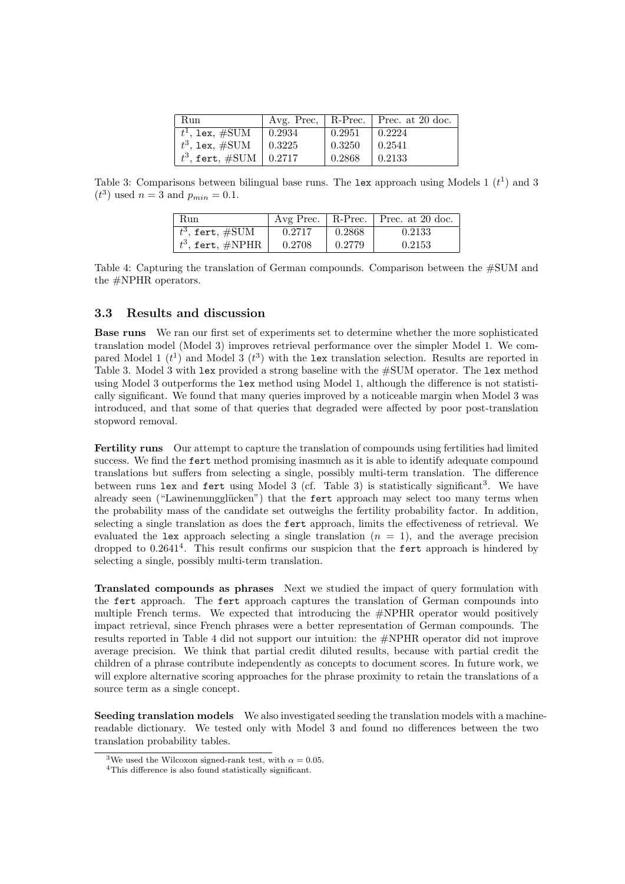| Run | Avg. Prec, | R-Prec. | Prec. at 20 doc. |
|---|---|---|---|
| $t^1$, `lex`, #SUM | 0.2934 | 0.2951 | 0.2224 |
| $t^3$, `lex`, #SUM | 0.3225 | 0.3250 | 0.2541 |
| $t^3$, `fert`, #SUM | 0.2717 | 0.2868 | 0.2133 |

Table 3: Comparisons between bilingual base runs. The `lex` approach using Models 1 ($t^1$) and 3 ($t^3$) used $n = 3$ and $p_{min} = 0.1$.

| Run | Avg Prec. | R-Prec. | Prec. at 20 doc. |
|---|---|---|---|
| $t^3$, `fert`, #SUM | 0.2717 | 0.2868 | 0.2133 |
| $t^3$, `fert`, #NPHR | 0.2708 | 0.2779 | 0.2153 |

Table 4: Capturing the translation of German compounds. Comparison between the #SUM and the #NPHR operators.

### 3.3 Results and discussion

**Base runs** We ran our first set of experiments set to determine whether the more sophisticated translation model (Model 3) improves retrieval performance over the simpler Model 1. We compared Model 1 ($t^1$) and Model 3 ($t^3$) with the `lex` translation selection. Results are reported in Table 3. Model 3 with `lex` provided a strong baseline with the #SUM operator. The `lex` method using Model 3 outperforms the `lex` method using Model 1, although the difference is not statistically significant. We found that many queries improved by a noticeable margin when Model 3 was introduced, and that some of that queries that degraded were affected by poor post-translation stopword removal.

**Fertility runs** Our attempt to capture the translation of compounds using fertilities had limited success. We find the `fert` method promising inasmuch as it is able to identify adequate compound translations but suffers from selecting a single, possibly multi-term translation. The difference between runs `lex` and `fert` using Model 3 (cf. Table 3) is statistically significant[3]. We have already seen ("Lawinenunglücken") that the `fert` approach may select too many terms when the probability mass of the candidate set outweighs the fertility probability factor. In addition, selecting a single translation as does the `fert` approach, limits the effectiveness of retrieval. We evaluated the `lex` approach selecting a single translation ($n = 1$), and the average precision dropped to 0.2641[4]. This result confirms our suspicion that the `fert` approach is hindered by selecting a single, possibly multi-term translation.

**Translated compounds as phrases** Next we studied the impact of query formulation with the `fert` approach. The `fert` approach captures the translation of German compounds into multiple French terms. We expected that introducing the #NPHR operator would positively impact retrieval, since French phrases were a better representation of German compounds. The results reported in Table 4 did not support our intuition: the #NPHR operator did not improve average precision. We think that partial credit diluted results, because with partial credit the children of a phrase contribute independently as concepts to document scores. In future work, we will explore alternative scoring approaches for the phrase proximity to retain the translations of a source term as a single concept.

**Seeding translation models** We also investigated seeding the translation models with a machine-readable dictionary. We tested only with Model 3 and found no differences between the two translation probability tables.

[3] We used the Wilcoxon signed-rank test, with $\alpha = 0.05$.

[4] This difference is also found statistically significant.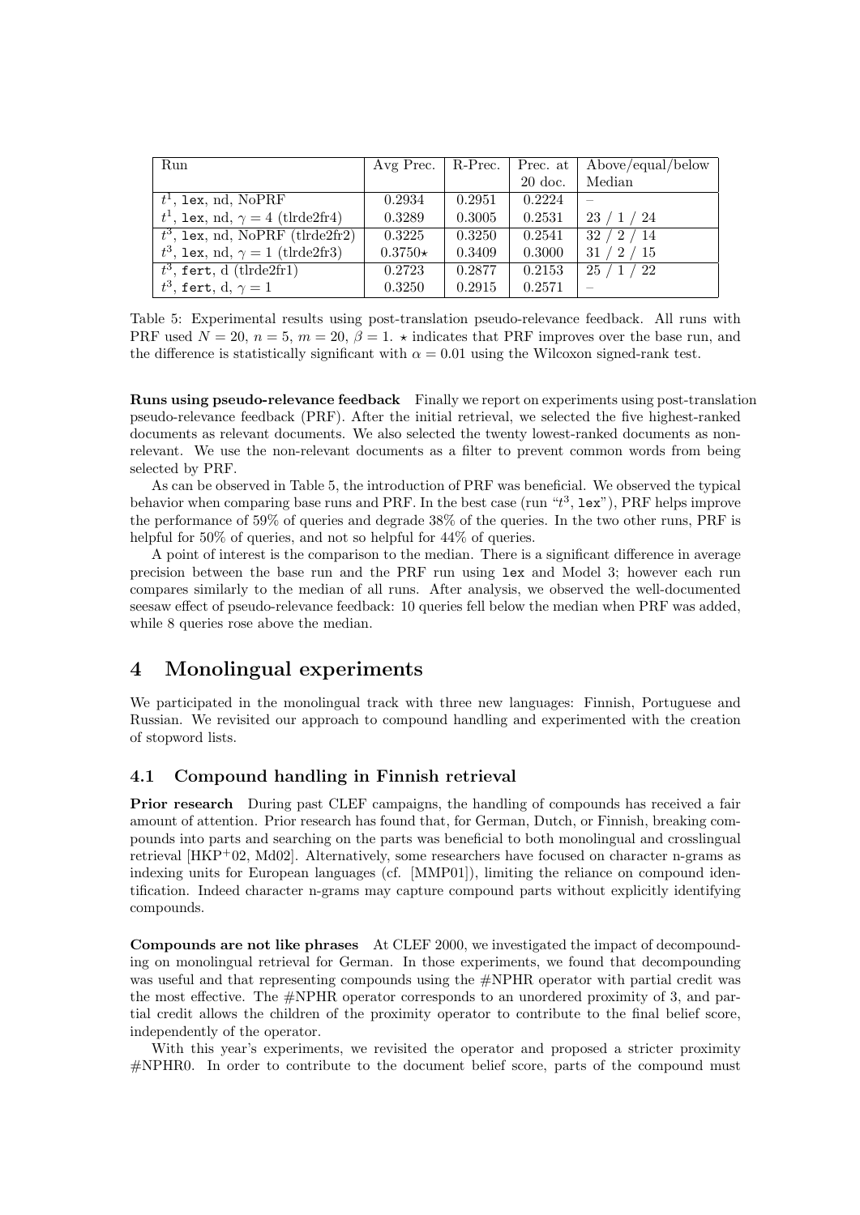| Run | Avg Prec. | R-Prec. | Prec. at 20 doc. | Above/equal/below Median |
|---|---|---|---|---|
| $t^1$, `lex`, nd, NoPRF | 0.2934 | 0.2951 | 0.2224 | – |
| $t^1$, `lex`, nd, $\gamma = 4$ (tlrde2fr4) | 0.3289 | 0.3005 | 0.2531 | 23 / 1 / 24 |
| $t^3$, `lex`, nd, NoPRF (tlrde2fr2) | 0.3225 | 0.3250 | 0.2541 | 32 / 2 / 14 |
| $t^3$, `lex`, nd, $\gamma = 1$ (tlrde2fr3) | 0.3750$\star$ | 0.3409 | 0.3000 | 31 / 2 / 15 |
| $t^3$, `fert`, d (tlrde2fr1) | 0.2723 | 0.2877 | 0.2153 | 25 / 1 / 22 |
| $t^3$, `fert`, d, $\gamma = 1$ | 0.3250 | 0.2915 | 0.2571 | – |

Table 5: Experimental results using post-translation pseudo-relevance feedback. All runs with PRF used $N = 20$, $n = 5$, $m = 20$, $\beta = 1$. $\star$ indicates that PRF improves over the base run, and the difference is statistically significant with $\alpha = 0.01$ using the Wilcoxon signed-rank test.

**Runs using pseudo-relevance feedback** Finally we report on experiments using post-translation pseudo-relevance feedback (PRF). After the initial retrieval, we selected the five highest-ranked documents as relevant documents. We also selected the twenty lowest-ranked documents as non-relevant. We use the non-relevant documents as a filter to prevent common words from being selected by PRF.

As can be observed in Table 5, the introduction of PRF was beneficial. We observed the typical behavior when comparing base runs and PRF. In the best case (run "$t^3$, `lex`"), PRF helps improve the performance of 59% of queries and degrade 38% of the queries. In the two other runs, PRF is helpful for 50% of queries, and not so helpful for 44% of queries.

A point of interest is the comparison to the median. There is a significant difference in average precision between the base run and the PRF run using `lex` and Model 3; however each run compares similarly to the median of all runs. After analysis, we observed the well-documented seesaw effect of pseudo-relevance feedback: 10 queries fell below the median when PRF was added, while 8 queries rose above the median.

# 4 Monolingual experiments

We participated in the monolingual track with three new languages: Finnish, Portuguese and Russian. We revisited our approach to compound handling and experimented with the creation of stopword lists.

## 4.1 Compound handling in Finnish retrieval

**Prior research** During past CLEF campaigns, the handling of compounds has received a fair amount of attention. Prior research has found that, for German, Dutch, or Finnish, breaking compounds into parts and searching on the parts was beneficial to both monolingual and crosslingual retrieval [HKP+02, Md02]. Alternatively, some researchers have focused on character n-grams as indexing units for European languages (cf. [MMP01]), limiting the reliance on compound identification. Indeed character n-grams may capture compound parts without explicitly identifying compounds.

**Compounds are not like phrases** At CLEF 2000, we investigated the impact of decompounding on monolingual retrieval for German. In those experiments, we found that decompounding was useful and that representing compounds using the #NPHR operator with partial credit was the most effective. The #NPHR operator corresponds to an unordered proximity of 3, and partial credit allows the children of the proximity operator to contribute to the final belief score, independently of the operator.

With this year's experiments, we revisited the operator and proposed a stricter proximity #NPHR0. In order to contribute to the document belief score, parts of the compound must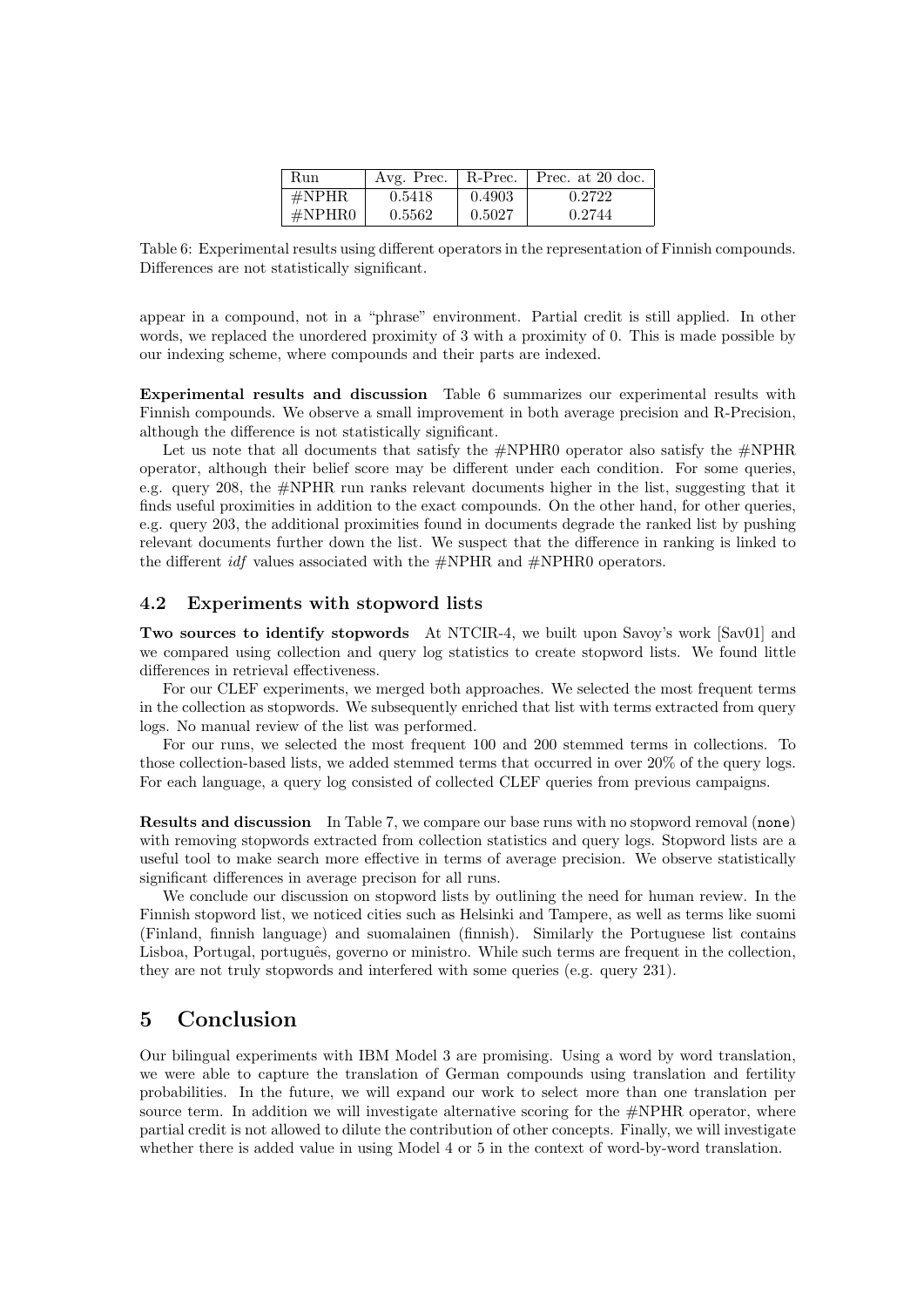| Run | Avg. Prec. | R-Prec. | Prec. at 20 doc. |
|---|---|---|---|
| #NPHR | 0.5418 | 0.4903 | 0.2722 |
| #NPHR0 | 0.5562 | 0.5027 | 0.2744 |

Table 6: Experimental results using different operators in the representation of Finnish compounds. Differences are not statistically significant.

appear in a compound, not in a "phrase" environment. Partial credit is still applied. In other words, we replaced the unordered proximity of 3 with a proximity of 0. This is made possible by our indexing scheme, where compounds and their parts are indexed.

**Experimental results and discussion** Table 6 summarizes our experimental results with Finnish compounds. We observe a small improvement in both average precision and R-Precision, although the difference is not statistically significant.

Let us note that all documents that satisfy the #NPHR0 operator also satisfy the #NPHR operator, although their belief score may be different under each condition. For some queries, e.g. query 208, the #NPHR run ranks relevant documents higher in the list, suggesting that it finds useful proximities in addition to the exact compounds. On the other hand, for other queries, e.g. query 203, the additional proximities found in documents degrade the ranked list by pushing relevant documents further down the list. We suspect that the difference in ranking is linked to the different *idf* values associated with the #NPHR and #NPHR0 operators.

### 4.2 Experiments with stopword lists

**Two sources to identify stopwords** At NTCIR-4, we built upon Savoy's work [Sav01] and we compared using collection and query log statistics to create stopword lists. We found little differences in retrieval effectiveness.

For our CLEF experiments, we merged both approaches. We selected the most frequent terms in the collection as stopwords. We subsequently enriched that list with terms extracted from query logs. No manual review of the list was performed.

For our runs, we selected the most frequent 100 and 200 stemmed terms in collections. To those collection-based lists, we added stemmed terms that occurred in over 20% of the query logs. For each language, a query log consisted of collected CLEF queries from previous campaigns.

**Results and discussion** In Table 7, we compare our base runs with no stopword removal (`none`) with removing stopwords extracted from collection statistics and query logs. Stopword lists are a useful tool to make search more effective in terms of average precision. We observe statistically significant differences in average precison for all runs.

We conclude our discussion on stopword lists by outlining the need for human review. In the Finnish stopword list, we noticed cities such as Helsinki and Tampere, as well as terms like suomi (Finland, finnish language) and suomalainen (finnish). Similarly the Portuguese list contains Lisboa, Portugal, português, governo or ministro. While such terms are frequent in the collection, they are not truly stopwords and interfered with some queries (e.g. query 231).

## 5 Conclusion

Our bilingual experiments with IBM Model 3 are promising. Using a word by word translation, we were able to capture the translation of German compounds using translation and fertility probabilities. In the future, we will expand our work to select more than one translation per source term. In addition we will investigate alternative scoring for the #NPHR operator, where partial credit is not allowed to dilute the contribution of other concepts. Finally, we will investigate whether there is added value in using Model 4 or 5 in the context of word-by-word translation.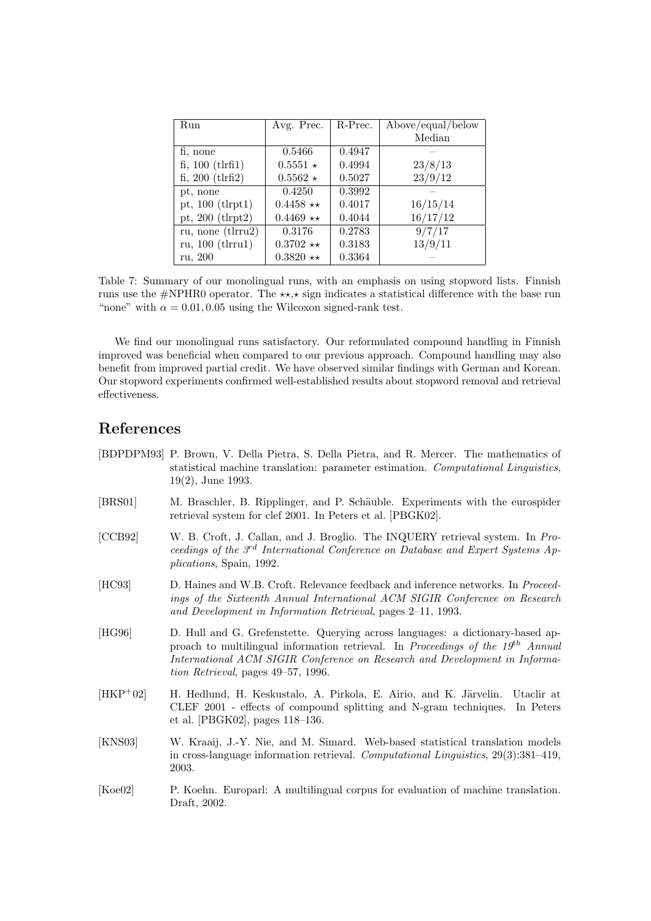| Run | Avg. Prec. | R-Prec. | Above/equal/below Median |
|---|---|---|---|
| fi, none | 0.5466 | 0.4947 | – |
| fi, 100 (tlrfi1) | 0.5551 ⋆ | 0.4994 | 23/8/13 |
| fi, 200 (tlrfi2) | 0.5562 ⋆ | 0.5027 | 23/9/12 |
| pt, none | 0.4250 | 0.3992 | – |
| pt, 100 (tlrpt1) | 0.4458 ⋆⋆ | 0.4017 | 16/15/14 |
| pt, 200 (tlrpt2) | 0.4469 ⋆⋆ | 0.4044 | 16/17/12 |
| ru, none (tlrru2) | 0.3176 | 0.2783 | 9/7/17 |
| ru, 100 (tlrru1) | 0.3702 ⋆⋆ | 0.3183 | 13/9/11 |
| ru, 200 | 0.3820 ⋆⋆ | 0.3364 | – |

Table 7: Summary of our monolingual runs, with an emphasis on using stopword lists. Finnish runs use the #NPHR0 operator. The ⋆⋆,⋆ sign indicates a statistical difference with the base run "none" with $\alpha = 0.01, 0.05$ using the Wilcoxon signed-rank test.

We find our monolingual runs satisfactory. Our reformulated compound handling in Finnish improved was beneficial when compared to our previous approach. Compound handling may also benefit from improved partial credit. We have observed similar findings with German and Korean. Our stopword experiments confirmed well-established results about stopword removal and retrieval effectiveness.

# References

[BDPDPM93] P. Brown, V. Della Pietra, S. Della Pietra, and R. Mercer. The mathematics of statistical machine translation: parameter estimation. *Computational Linguistics*, 19(2), June 1993.

[BRS01] M. Braschler, B. Ripplinger, and P. Schäuble. Experiments with the eurospider retrieval system for clef 2001. In Peters et al. [PBGK02].

[CCB92] W. B. Croft, J. Callan, and J. Broglio. The INQUERY retrieval system. In *Proceedings of the 3rd International Conference on Database and Expert Systems Applications*, Spain, 1992.

[HC93] D. Haines and W.B. Croft. Relevance feedback and inference networks. In *Proceedings of the Sixteenth Annual International ACM SIGIR Conference on Research and Development in Information Retrieval*, pages 2–11, 1993.

[HG96] D. Hull and G. Grefenstette. Querying across languages: a dictionary-based approach to multilingual information retrieval. In *Proceedings of the 19th Annual International ACM SIGIR Conference on Research and Development in Information Retrieval*, pages 49–57, 1996.

[HKP+02] H. Hedlund, H. Keskustalo, A. Pirkola, E. Airio, and K. Järvelin. Utaclir at CLEF 2001 - effects of compound splitting and N-gram techniques. In Peters et al. [PBGK02], pages 118–136.

[KNS03] W. Kraaij, J.-Y. Nie, and M. Simard. Web-based statistical translation models in cross-language information retrieval. *Computational Linguistics*, 29(3):381–419, 2003.

[Koe02] P. Koehn. Europarl: A multilingual corpus for evaluation of machine translation. Draft, 2002.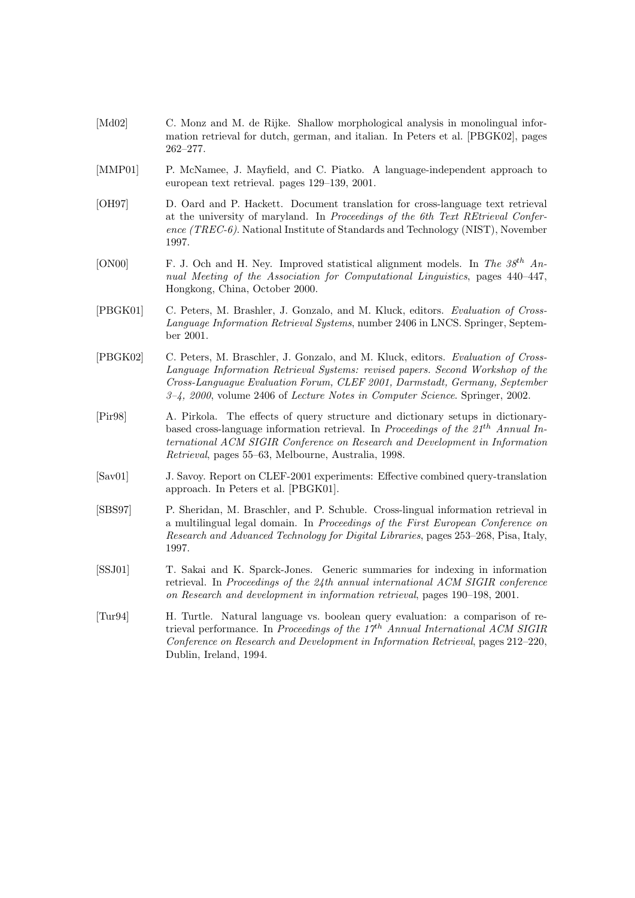[Md02] C. Monz and M. de Rijke. Shallow morphological analysis in monolingual information retrieval for dutch, german, and italian. In Peters et al. [PBGK02], pages 262–277.

[MMP01] P. McNamee, J. Mayfield, and C. Piatko. A language-independent approach to european text retrieval. pages 129–139, 2001.

[OH97] D. Oard and P. Hackett. Document translation for cross-language text retrieval at the university of maryland. In *Proceedings of the 6th Text REtrieval Conference (TREC-6)*. National Institute of Standards and Technology (NIST), November 1997.

[ON00] F. J. Och and H. Ney. Improved statistical alignment models. In *The 38th Annual Meeting of the Association for Computational Linguistics*, pages 440–447, Hongkong, China, October 2000.

[PBGK01] C. Peters, M. Brashler, J. Gonzalo, and M. Kluck, editors. *Evaluation of Cross-Language Information Retrieval Systems*, number 2406 in LNCS. Springer, September 2001.

[PBGK02] C. Peters, M. Braschler, J. Gonzalo, and M. Kluck, editors. *Evaluation of Cross-Language Information Retrieval Systems: revised papers. Second Workshop of the Cross-Languague Evaluation Forum, CLEF 2001, Darmstadt, Germany, September 3–4, 2000*, volume 2406 of *Lecture Notes in Computer Science*. Springer, 2002.

[Pir98] A. Pirkola. The effects of query structure and dictionary setups in dictionary-based cross-language information retrieval. In *Proceedings of the 21th Annual International ACM SIGIR Conference on Research and Development in Information Retrieval*, pages 55–63, Melbourne, Australia, 1998.

[Sav01] J. Savoy. Report on CLEF-2001 experiments: Effective combined query-translation approach. In Peters et al. [PBGK01].

[SBS97] P. Sheridan, M. Braschler, and P. Schuble. Cross-lingual information retrieval in a multilingual legal domain. In *Proceedings of the First European Conference on Research and Advanced Technology for Digital Libraries*, pages 253–268, Pisa, Italy, 1997.

[SSJ01] T. Sakai and K. Sparck-Jones. Generic summaries for indexing in information retrieval. In *Proceedings of the 24th annual international ACM SIGIR conference on Research and development in information retrieval*, pages 190–198, 2001.

[Tur94] H. Turtle. Natural language vs. boolean query evaluation: a comparison of retrieval performance. In *Proceedings of the 17th Annual International ACM SIGIR Conference on Research and Development in Information Retrieval*, pages 212–220, Dublin, Ireland, 1994.